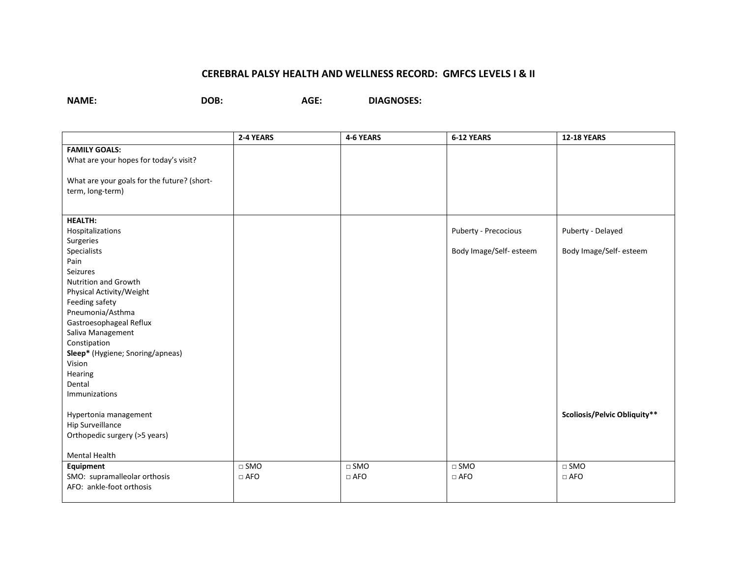# CEREBRAL PALSY HEALTH AND WELLNESS RECORD: GMFCS LEVELS I & II

**NAME:** **DOB:** **AGE:** **DIAGNOSES:**

| | 2-4 YEARS | 4-6 YEARS | 6-12 YEARS | 12-18 YEARS |
|---|---|---|---|---|
| **FAMILY GOALS:**<br>What are your hopes for today's visit?<br><br>What are your goals for the future? (short-term, long-term) | | | | |
| **HEALTH:**<br>Hospitalizations<br>Surgeries<br>Specialists<br>Pain<br>Seizures<br>Nutrition and Growth<br>Physical Activity/Weight<br>Feeding safety<br>Pneumonia/Asthma<br>Gastroesophageal Reflux<br>Saliva Management<br>Constipation<br>**Sleep*** (Hygiene; Snoring/apneas)<br>Vision<br>Hearing<br>Dental<br>Immunizations<br><br>Hypertonia management<br>Hip Surveillance<br>Orthopedic surgery (>5 years)<br><br>Mental Health | | | Puberty - Precocious<br><br>Body Image/Self- esteem | Puberty - Delayed<br><br>Body Image/Self- esteem<br><br>**Scoliosis/Pelvic Obliquity**** |
| **Equipment**<br>SMO: supramalleolar orthosis<br>AFO: ankle-foot orthosis | □ SMO<br>□ AFO | □ SMO<br>□ AFO | □ SMO<br>□ AFO | □ SMO<br>□ AFO |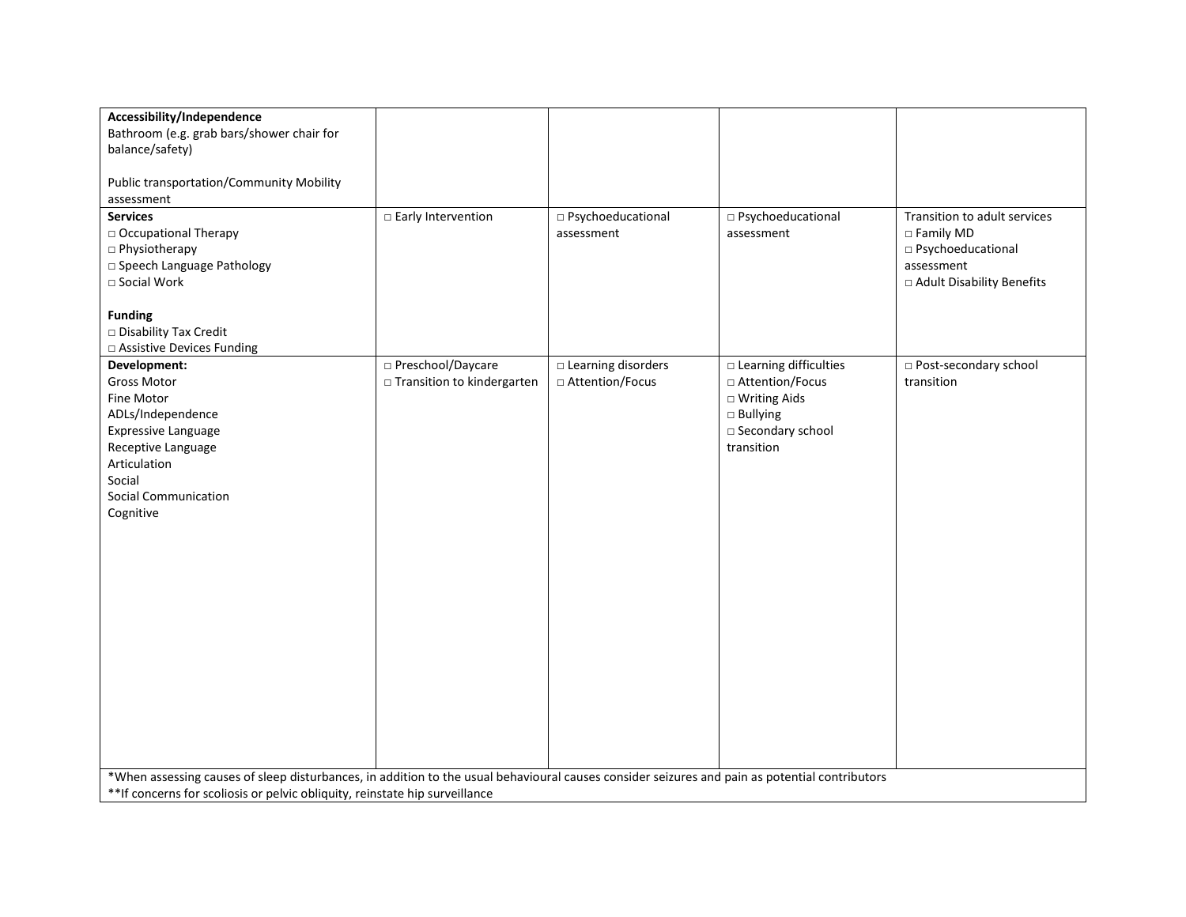| | | | | |
|---|---|---|---|---|
| **Accessibility/Independence**<br>Bathroom (e.g. grab bars/shower chair for balance/safety)<br><br>Public transportation/Community Mobility assessment | | | | |
| **Services**<br>□ Occupational Therapy<br>□ Physiotherapy<br>□ Speech Language Pathology<br>□ Social Work<br><br>**Funding**<br>□ Disability Tax Credit<br>□ Assistive Devices Funding | □ Early Intervention | □ Psychoeducational assessment | □ Psychoeducational assessment | Transition to adult services<br>□ Family MD<br>□ Psychoeducational assessment<br>□ Adult Disability Benefits |
| **Development:**<br>Gross Motor<br>Fine Motor<br>ADLs/Independence<br>Expressive Language<br>Receptive Language<br>Articulation<br>Social<br>Social Communication<br>Cognitive | □ Preschool/Daycare<br>□ Transition to kindergarten | □ Learning disorders<br>□ Attention/Focus | □ Learning difficulties<br>□ Attention/Focus<br>□ Writing Aids<br>□ Bullying<br>□ Secondary school transition | □ Post-secondary school transition |

*When assessing causes of sleep disturbances, in addition to the usual behavioural causes consider seizures and pain as potential contributors
**If concerns for scoliosis or pelvic obliquity, reinstate hip surveillance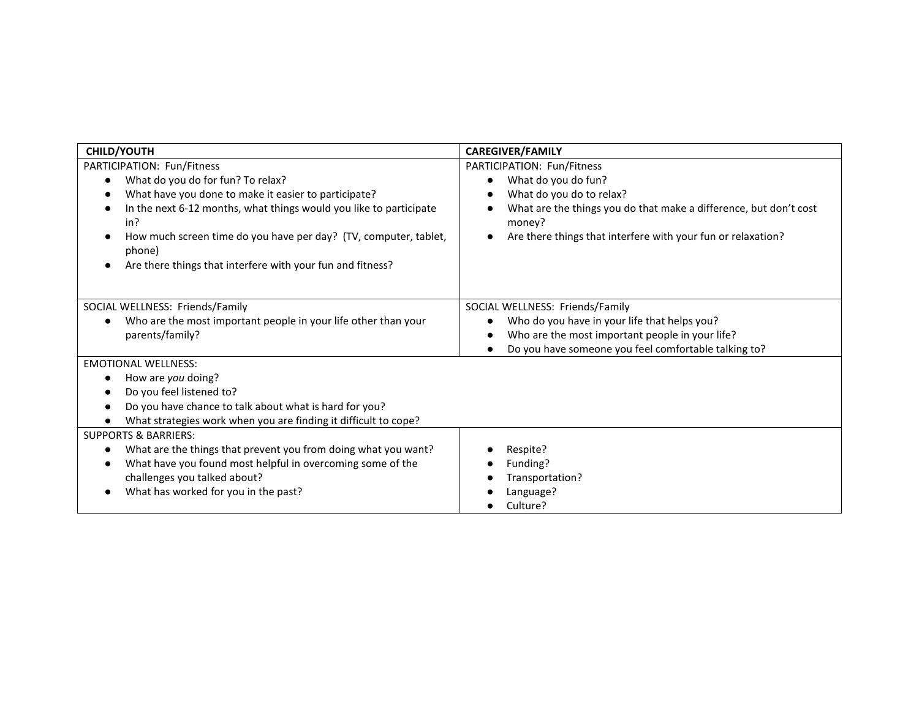| CHILD/YOUTH | CAREGIVER/FAMILY |
|---|---|
| PARTICIPATION: Fun/Fitness<br>● What do you do for fun? To relax?<br>● What have you done to make it easier to participate?<br>● In the next 6-12 months, what things would you like to participate in?<br>● How much screen time do you have per day? (TV, computer, tablet, phone)<br>● Are there things that interfere with your fun and fitness? | PARTICIPATION: Fun/Fitness<br>● What do you do fun?<br>● What do you do to relax?<br>● What are the things you do that make a difference, but don't cost money?<br>● Are there things that interfere with your fun or relaxation? |
| SOCIAL WELLNESS: Friends/Family<br>● Who are the most important people in your life other than your parents/family? | SOCIAL WELLNESS: Friends/Family<br>● Who do you have in your life that helps you?<br>● Who are the most important people in your life?<br>● Do you have someone you feel comfortable talking to? |
| EMOTIONAL WELLNESS:<br>● How are *you* doing?<br>● Do you feel listened to?<br>● Do you have chance to talk about what is hard for you?<br>● What strategies work when you are finding it difficult to cope? | |
| SUPPORTS & BARRIERS:<br>● What are the things that prevent you from doing what you want?<br>● What have you found most helpful in overcoming some of the challenges you talked about?<br>● What has worked for you in the past? | ● Respite?<br>● Funding?<br>● Transportation?<br>● Language?<br>● Culture? |